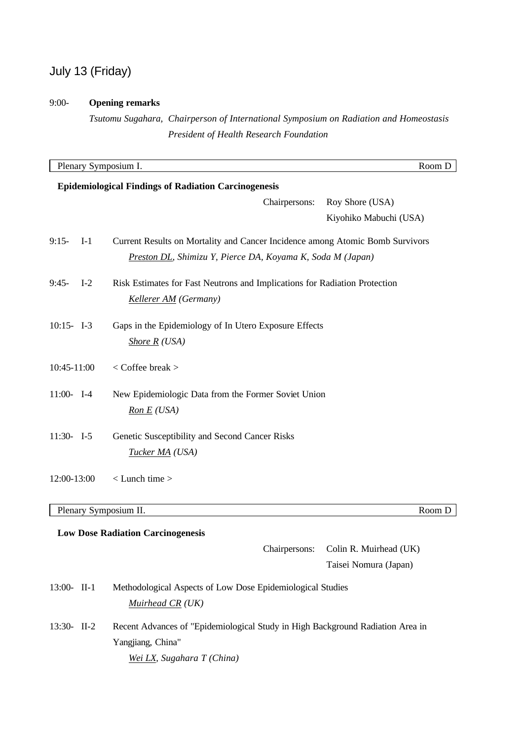## July 13 (Friday)

9:00- **Opening remarks**

*Tsutomu Sugahara, Chairperson of International Symposium on Radiation and Homeostasis*
*President of Health Research Foundation*

| Plenary Symposium I. | Room D |
|---|---|

### Epidemiological Findings of Radiation Carcinogenesis

Chairpersons: Roy Shore (USA)
Kiyohiko Mabuchi (USA)

9:15- I-1 Current Results on Mortality and Cancer Incidence among Atomic Bomb Survivors
*Preston DL, Shimizu Y, Pierce DA, Koyama K, Soda M (Japan)*

9:45- I-2 Risk Estimates for Fast Neutrons and Implications for Radiation Protection
*Kellerer AM (Germany)*

10:15- I-3 Gaps in the Epidemiology of In Utero Exposure Effects
*Shore R (USA)*

10:45-11:00 < Coffee break >

11:00- I-4 New Epidemiologic Data from the Former Soviet Union
*Ron E (USA)*

11:30- I-5 Genetic Susceptibility and Second Cancer Risks
*Tucker MA (USA)*

12:00-13:00 < Lunch time >

| Plenary Symposium II. | Room D |
|---|---|

### Low Dose Radiation Carcinogenesis

Chairpersons: Colin R. Muirhead (UK)
Taisei Nomura (Japan)

13:00- II-1 Methodological Aspects of Low Dose Epidemiological Studies
*Muirhead CR (UK)*

13:30- II-2 Recent Advances of "Epidemiological Study in High Background Radiation Area in Yangjiang, China"
*Wei LX, Sugahara T (China)*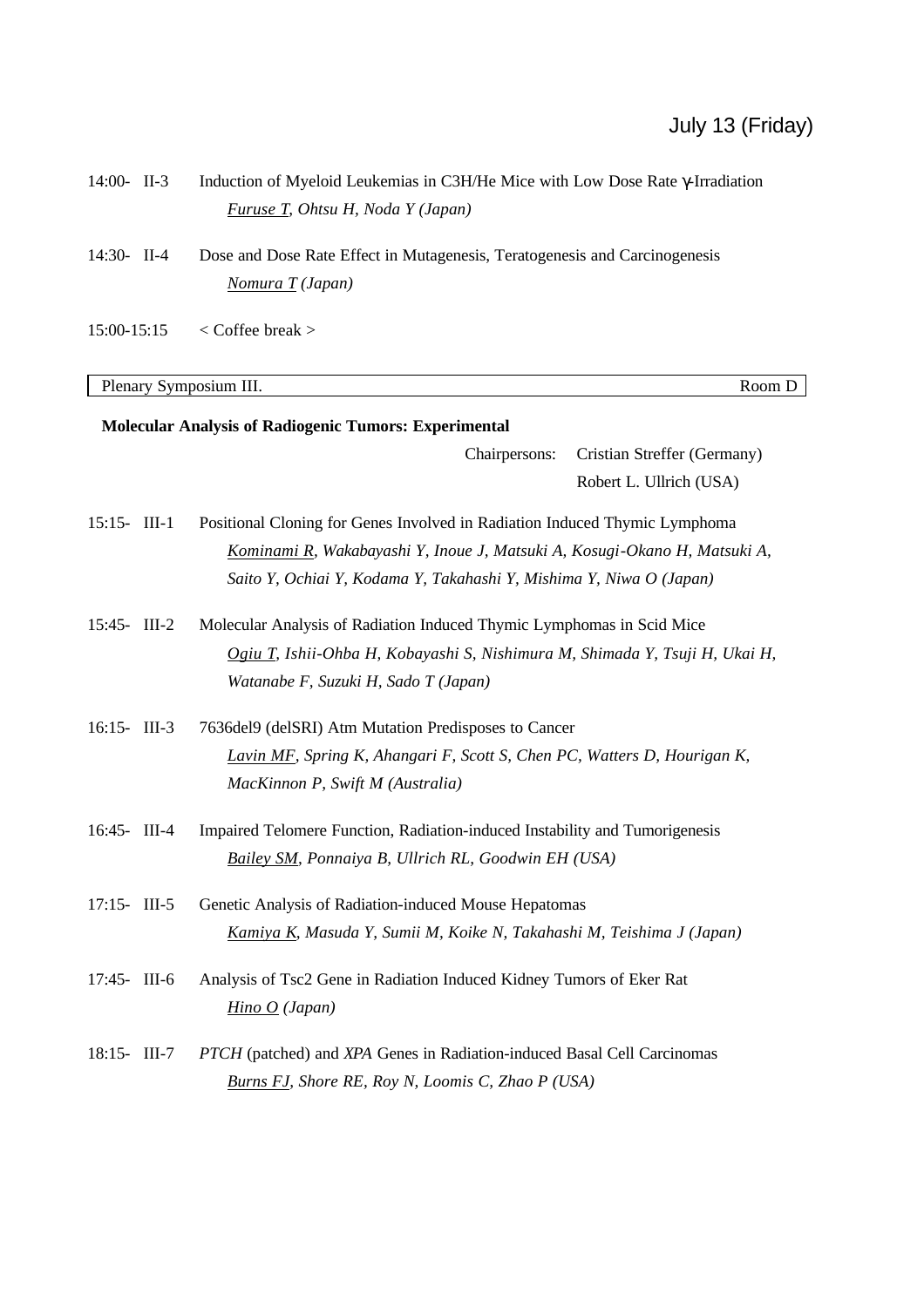July 13 (Friday)

14:00- II-3 Induction of Myeloid Leukemias in C3H/He Mice with Low Dose Rate γ-Irradiation
*Furuse T, Ohtsu H, Noda Y (Japan)*

14:30- II-4 Dose and Dose Rate Effect in Mutagenesis, Teratogenesis and Carcinogenesis
*Nomura T (Japan)*

15:00-15:15 < Coffee break >

## Plenary Symposium III. — Room D

**Molecular Analysis of Radiogenic Tumors: Experimental**

Chairpersons: Cristian Streffer (Germany)
Robert L. Ullrich (USA)

15:15- III-1 Positional Cloning for Genes Involved in Radiation Induced Thymic Lymphoma
*Kominami R, Wakabayashi Y, Inoue J, Matsuki A, Kosugi-Okano H, Matsuki A, Saito Y, Ochiai Y, Kodama Y, Takahashi Y, Mishima Y, Niwa O (Japan)*

15:45- III-2 Molecular Analysis of Radiation Induced Thymic Lymphomas in Scid Mice
*Ogiu T, Ishii-Ohba H, Kobayashi S, Nishimura M, Shimada Y, Tsuji H, Ukai H, Watanabe F, Suzuki H, Sado T (Japan)*

16:15- III-3 7636del9 (delSRI) Atm Mutation Predisposes to Cancer
*Lavin MF, Spring K, Ahangari F, Scott S, Chen PC, Watters D, Hourigan K, MacKinnon P, Swift M (Australia)*

16:45- III-4 Impaired Telomere Function, Radiation-induced Instability and Tumorigenesis
*Bailey SM, Ponnaiya B, Ullrich RL, Goodwin EH (USA)*

17:15- III-5 Genetic Analysis of Radiation-induced Mouse Hepatomas
*Kamiya K, Masuda Y, Sumii M, Koike N, Takahashi M, Teishima J (Japan)*

17:45- III-6 Analysis of Tsc2 Gene in Radiation Induced Kidney Tumors of Eker Rat
*Hino O (Japan)*

18:15- III-7 *PTCH* (patched) and *XPA* Genes in Radiation-induced Basal Cell Carcinomas
*Burns FJ, Shore RE, Roy N, Loomis C, Zhao P (USA)*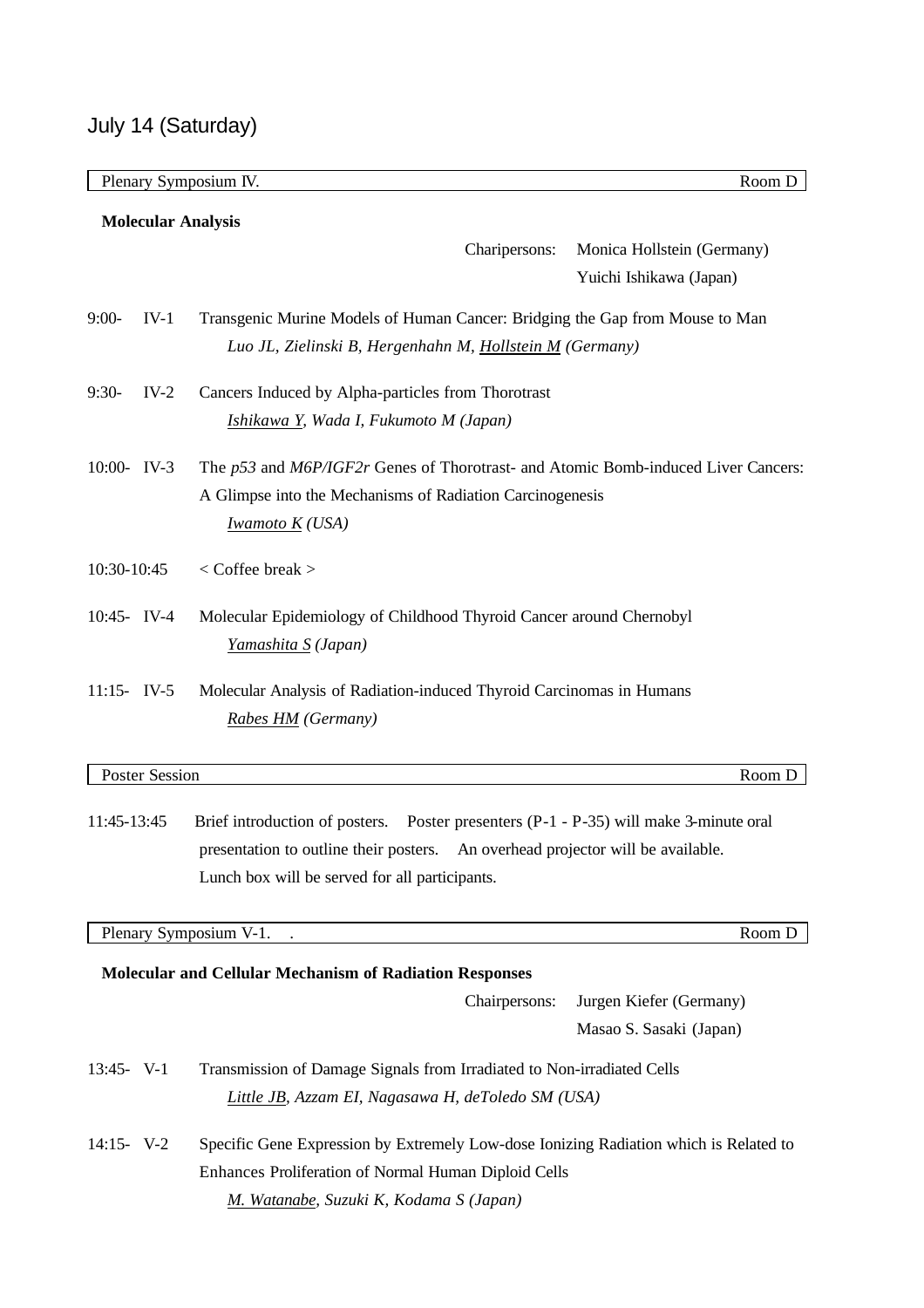## July 14 (Saturday)

**Plenary Symposium IV.** Room D

### Molecular Analysis

Charipersons: Monica Hollstein (Germany)
Yuichi Ishikawa (Japan)

9:00- IV-1 Transgenic Murine Models of Human Cancer: Bridging the Gap from Mouse to Man
*Luo JL, Zielinski B, Hergenhahn M, <u>Hollstein M</u> (Germany)*

9:30- IV-2 Cancers Induced by Alpha-particles from Thorotrast
*<u>Ishikawa Y</u>, Wada I, Fukumoto M (Japan)*

10:00- IV-3 The *p53* and *M6P/IGF2r* Genes of Thorotrast- and Atomic Bomb-induced Liver Cancers: A Glimpse into the Mechanisms of Radiation Carcinogenesis
*<u>Iwamoto K</u> (USA)*

10:30-10:45 < Coffee break >

10:45- IV-4 Molecular Epidemiology of Childhood Thyroid Cancer around Chernobyl
*<u>Yamashita S</u> (Japan)*

11:15- IV-5 Molecular Analysis of Radiation-induced Thyroid Carcinomas in Humans
*<u>Rabes HM</u> (Germany)*

**Poster Session** Room D

11:45-13:45 Brief introduction of posters. Poster presenters (P-1 - P-35) will make 3-minute oral presentation to outline their posters. An overhead projector will be available. Lunch box will be served for all participants.

**Plenary Symposium V-1.** Room D

### Molecular and Cellular Mechanism of Radiation Responses

Chairpersons: Jurgen Kiefer (Germany)
Masao S. Sasaki (Japan)

13:45- V-1 Transmission of Damage Signals from Irradiated to Non-irradiated Cells
*<u>Little JB</u>, Azzam EI, Nagasawa H, deToledo SM (USA)*

14:15- V-2 Specific Gene Expression by Extremely Low-dose Ionizing Radiation which is Related to Enhances Proliferation of Normal Human Diploid Cells
*<u>M. Watanabe</u>, Suzuki K, Kodama S (Japan)*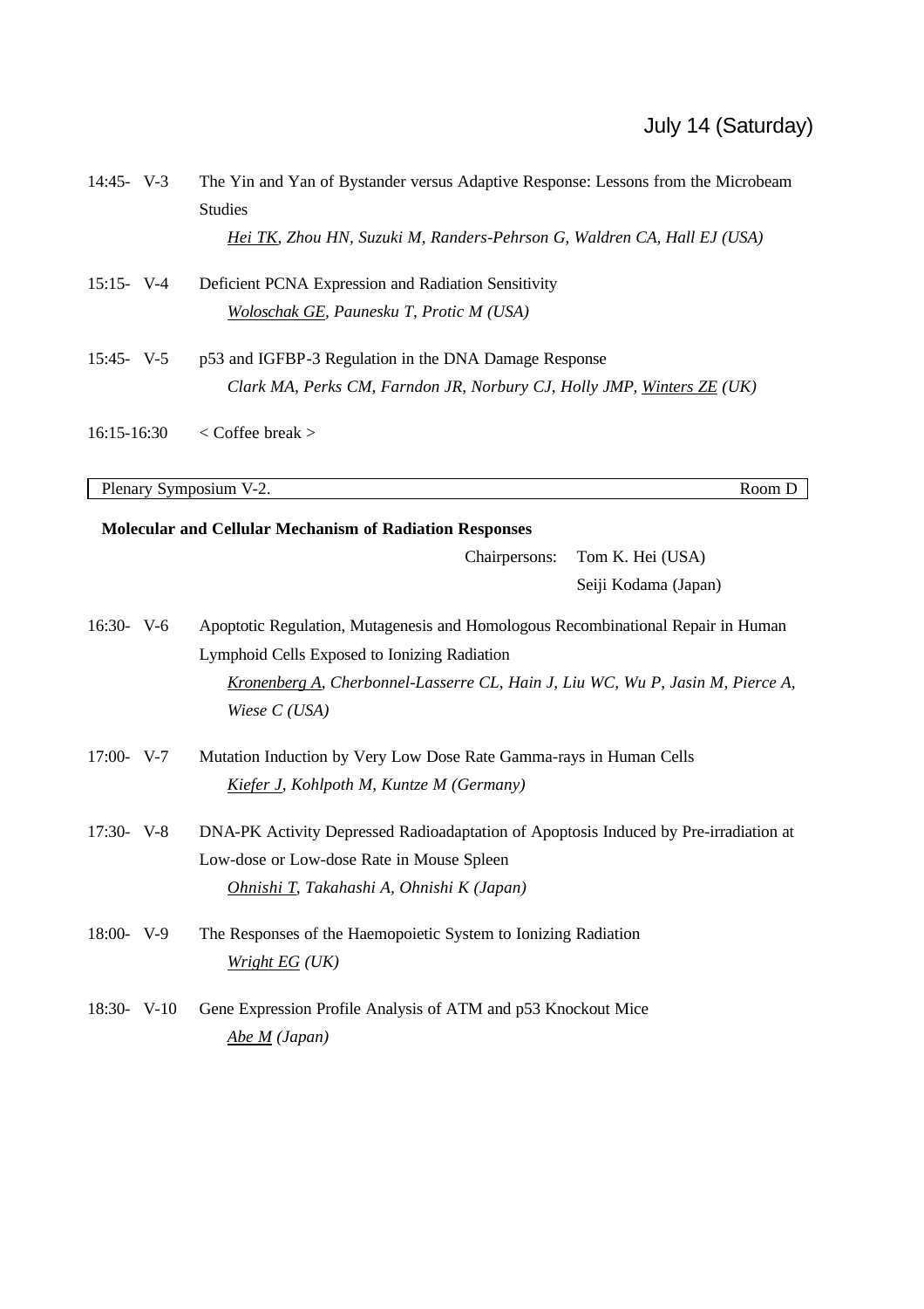July 14 (Saturday)

14:45- V-3 The Yin and Yan of Bystander versus Adaptive Response: Lessons from the Microbeam Studies
*Hei TK, Zhou HN, Suzuki M, Randers-Pehrson G, Waldren CA, Hall EJ (USA)*

15:15- V-4 Deficient PCNA Expression and Radiation Sensitivity
*Woloschak GE, Paunesku T, Protic M (USA)*

15:45- V-5 p53 and IGFBP-3 Regulation in the DNA Damage Response
*Clark MA, Perks CM, Farndon JR, Norbury CJ, Holly JMP, Winters ZE (UK)*

16:15-16:30 < Coffee break >

Plenary Symposium V-2. Room D

**Molecular and Cellular Mechanism of Radiation Responses**

Chairpersons: Tom K. Hei (USA)
Seiji Kodama (Japan)

16:30- V-6 Apoptotic Regulation, Mutagenesis and Homologous Recombinational Repair in Human Lymphoid Cells Exposed to Ionizing Radiation
*Kronenberg A, Cherbonnel-Lasserre CL, Hain J, Liu WC, Wu P, Jasin M, Pierce A, Wiese C (USA)*

17:00- V-7 Mutation Induction by Very Low Dose Rate Gamma-rays in Human Cells
*Kiefer J, Kohlpoth M, Kuntze M (Germany)*

17:30- V-8 DNA-PK Activity Depressed Radioadaptation of Apoptosis Induced by Pre-irradiation at Low-dose or Low-dose Rate in Mouse Spleen
*Ohnishi T, Takahashi A, Ohnishi K (Japan)*

18:00- V-9 The Responses of the Haemopoietic System to Ionizing Radiation
*Wright EG (UK)*

18:30- V-10 Gene Expression Profile Analysis of ATM and p53 Knockout Mice
*Abe M (Japan)*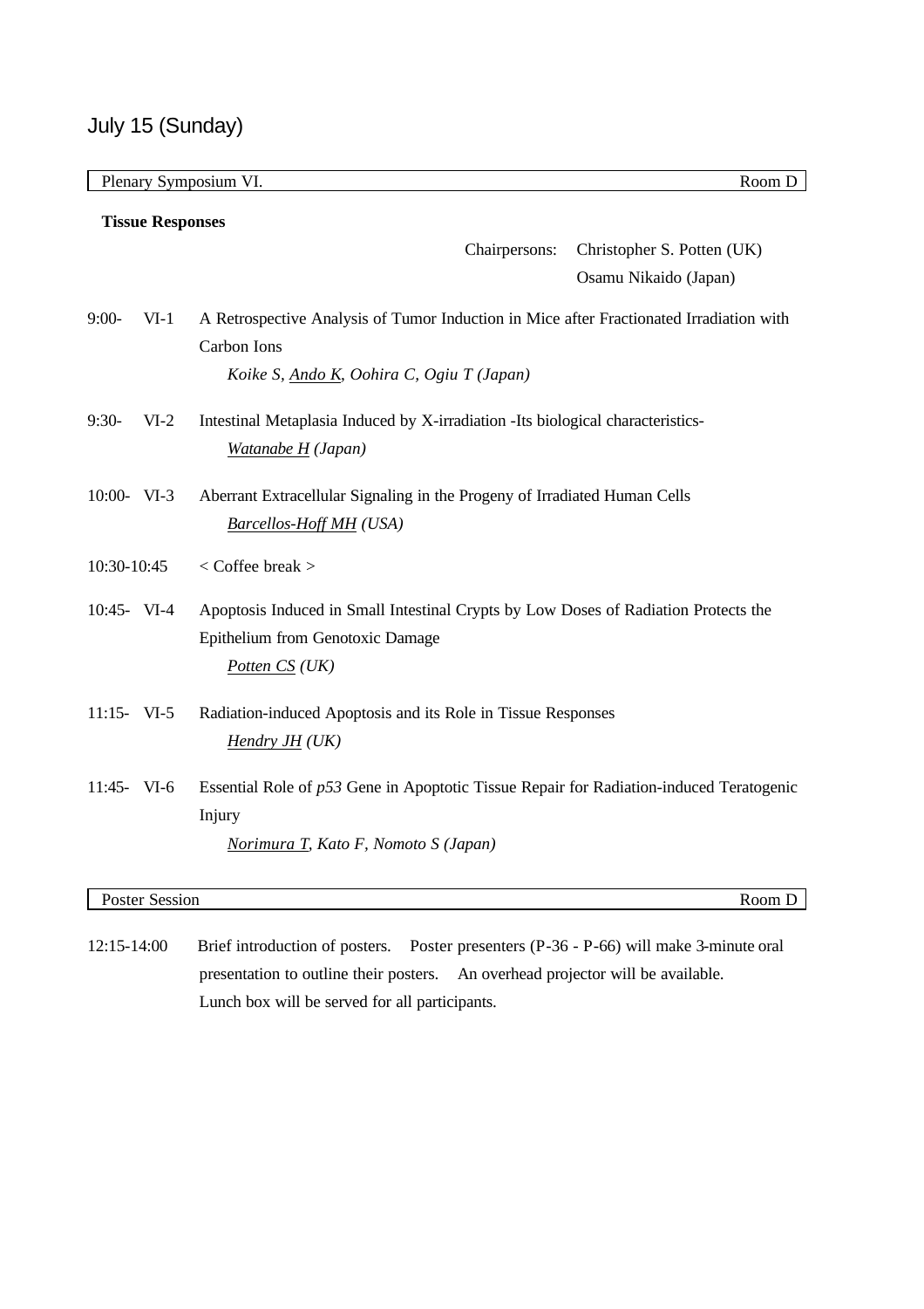## July 15 (Sunday)

**Plenary Symposium VI.** — Room D

### Tissue Responses

Chairpersons: Christopher S. Potten (UK)
Osamu Nikaido (Japan)

9:00- VI-1 A Retrospective Analysis of Tumor Induction in Mice after Fractionated Irradiation with Carbon Ions
*Koike S, Ando K, Oohira C, Ogiu T (Japan)*

9:30- VI-2 Intestinal Metaplasia Induced by X-irradiation -Its biological characteristics-
*Watanabe H (Japan)*

10:00- VI-3 Aberrant Extracellular Signaling in the Progeny of Irradiated Human Cells
*Barcellos-Hoff MH (USA)*

10:30-10:45 < Coffee break >

10:45- VI-4 Apoptosis Induced in Small Intestinal Crypts by Low Doses of Radiation Protects the Epithelium from Genotoxic Damage
*Potten CS (UK)*

11:15- VI-5 Radiation-induced Apoptosis and its Role in Tissue Responses
*Hendry JH (UK)*

11:45- VI-6 Essential Role of *p53* Gene in Apoptotic Tissue Repair for Radiation-induced Teratogenic Injury
*Norimura T, Kato F, Nomoto S (Japan)*

**Poster Session** — Room D

12:15-14:00 Brief introduction of posters. Poster presenters (P-36 - P-66) will make 3-minute oral presentation to outline their posters. An overhead projector will be available. Lunch box will be served for all participants.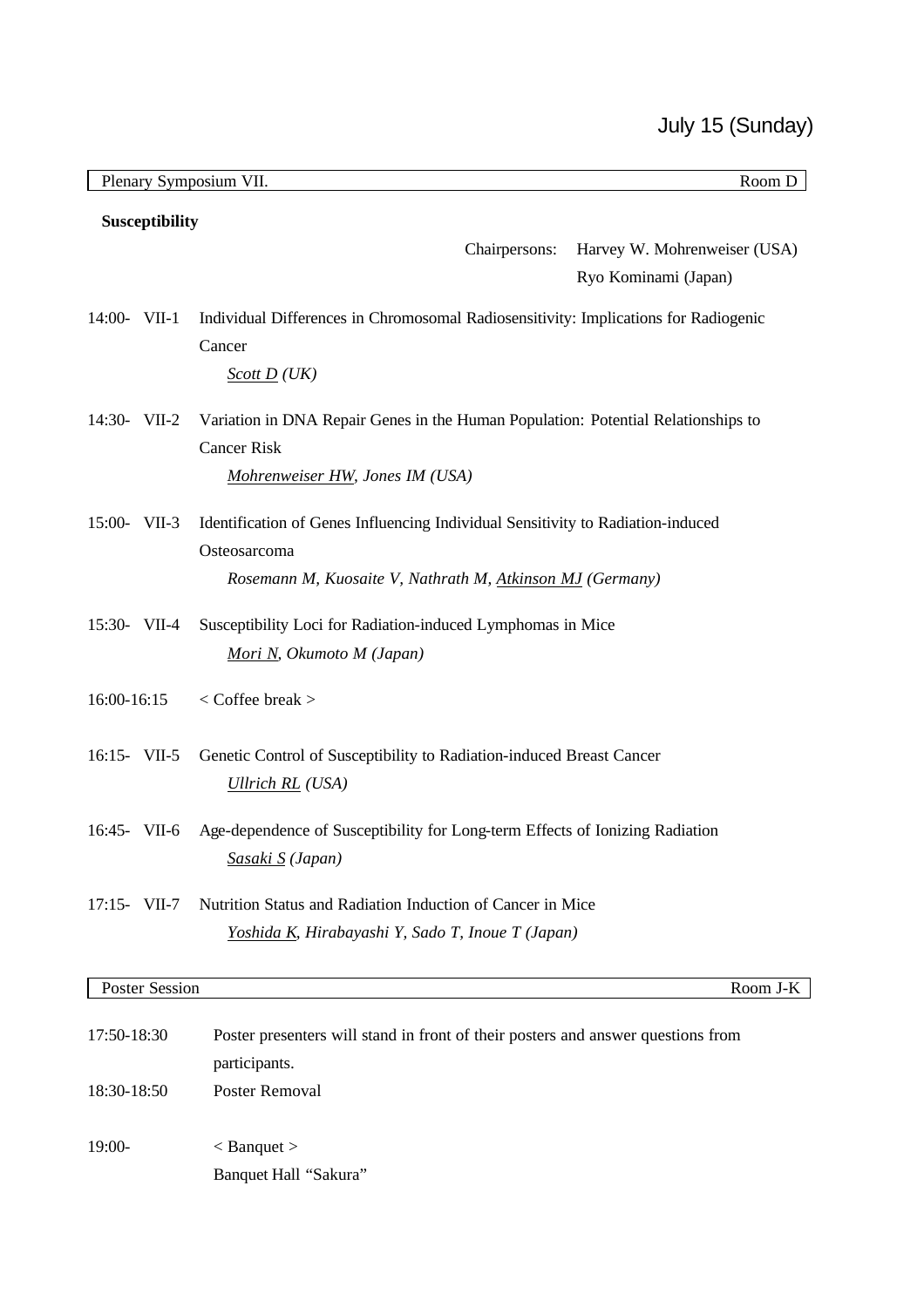July 15 (Sunday)

**Plenary Symposium VII.** Room D

### Susceptibility

Chairpersons: Harvey W. Mohrenweiser (USA)
Ryo Kominami (Japan)

14:00- VII-1 Individual Differences in Chromosomal Radiosensitivity: Implications for Radiogenic Cancer
*Scott D (UK)*

14:30- VII-2 Variation in DNA Repair Genes in the Human Population: Potential Relationships to Cancer Risk
*Mohrenweiser HW, Jones IM (USA)*

15:00- VII-3 Identification of Genes Influencing Individual Sensitivity to Radiation-induced Osteosarcoma
*Rosemann M, Kuosaite V, Nathrath M, Atkinson MJ (Germany)*

15:30- VII-4 Susceptibility Loci for Radiation-induced Lymphomas in Mice
*Mori N, Okumoto M (Japan)*

16:00-16:15 < Coffee break >

16:15- VII-5 Genetic Control of Susceptibility to Radiation-induced Breast Cancer
*Ullrich RL (USA)*

16:45- VII-6 Age-dependence of Susceptibility for Long-term Effects of Ionizing Radiation
*Sasaki S (Japan)*

17:15- VII-7 Nutrition Status and Radiation Induction of Cancer in Mice
*Yoshida K, Hirabayashi Y, Sado T, Inoue T (Japan)*

**Poster Session** Room J-K

17:50-18:30 Poster presenters will stand in front of their posters and answer questions from participants.

18:30-18:50 Poster Removal

19:00- < Banquet >
Banquet Hall "Sakura"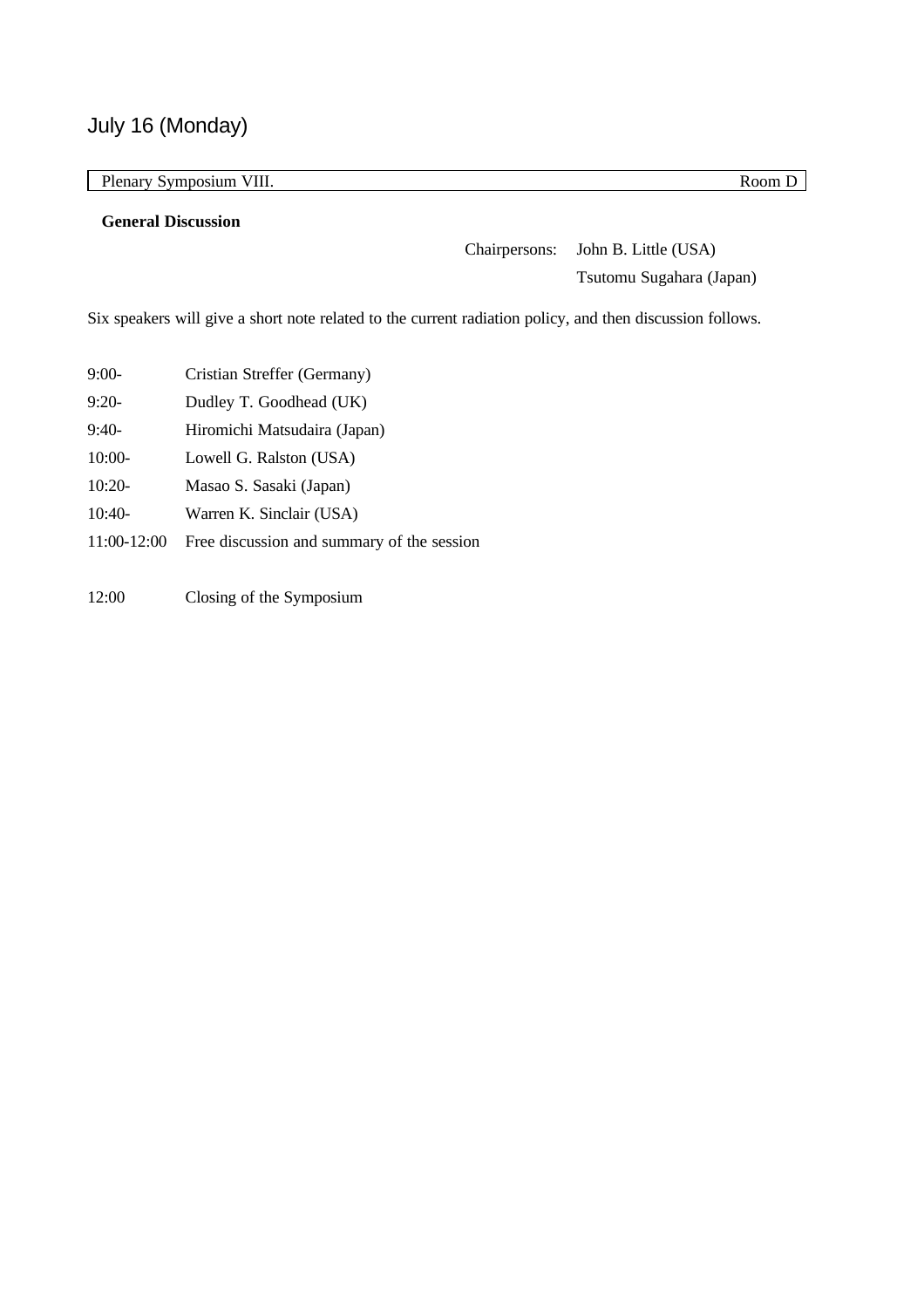## July 16 (Monday)

| Plenary Symposium VIII. | Room D |
|---|---|

**General Discussion**

Chairpersons: John B. Little (USA)
Tsutomu Sugahara (Japan)

Six speakers will give a short note related to the current radiation policy, and then discussion follows.

| | |
|---|---|
| 9:00- | Cristian Streffer (Germany) |
| 9:20- | Dudley T. Goodhead (UK) |
| 9:40- | Hiromichi Matsudaira (Japan) |
| 10:00- | Lowell G. Ralston (USA) |
| 10:20- | Masao S. Sasaki (Japan) |
| 10:40- | Warren K. Sinclair (USA) |
| 11:00-12:00 | Free discussion and summary of the session |
| 12:00 | Closing of the Symposium |